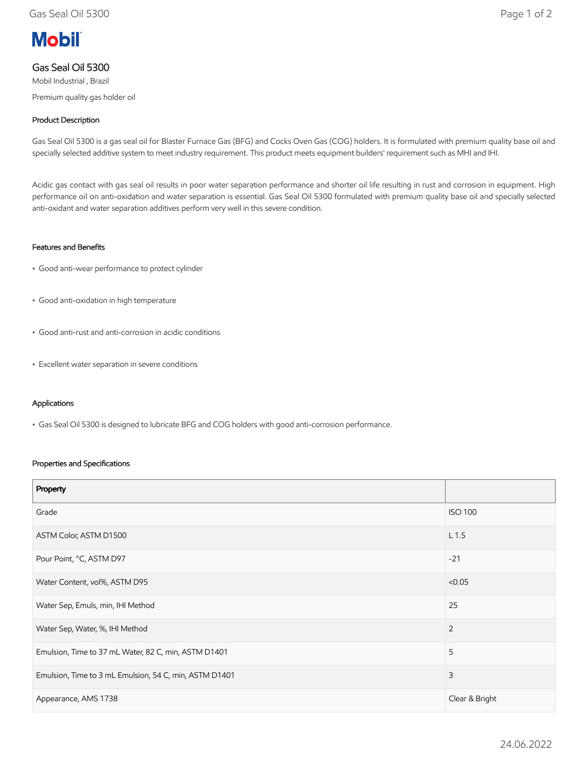Mobil

# Gas Seal Oil 5300

Mobil Industrial , Brazil

Premium quality gas holder oil

## Product Description

Gas Seal Oil 5300 is a gas seal oil for Blaster Furnace Gas (BFG) and Cocks Oven Gas (COG) holders. It is formulated with premium quality base oil and specially selected additive system to meet industry requirement. This product meets equipment builders' requirement such as MHI and IHI.

Acidic gas contact with gas seal oil results in poor water separation performance and shorter oil life resulting in rust and corrosion in equipment. High performance oil on anti-oxidation and water separation is essential. Gas Seal Oil 5300 formulated with premium quality base oil and specially selected anti-oxidant and water separation additives perform very well in this severe condition.

## Features and Benefits

- Good anti-wear performance to protect cylinder
- Good anti-oxidation in high temperature
- Good anti-rust and anti-corrosion in acidic conditions
- Excellent water separation in severe conditions

## Applications

- Gas Seal Oil 5300 is designed to lubricate BFG and COG holders with good anti-corrosion performance.

## Properties and Specifications

| Property | |
|---|---|
| Grade | ISO 100 |
| ASTM Color, ASTM D1500 | L 1.5 |
| Pour Point, °C, ASTM D97 | -21 |
| Water Content, vol%, ASTM D95 | <0.05 |
| Water Sep, Emuls, min, IHI Method | 25 |
| Water Sep, Water, %, IHI Method | 2 |
| Emulsion, Time to 37 mL Water, 82 C, min, ASTM D1401 | 5 |
| Emulsion, Time to 3 mL Emulsion, 54 C, min, ASTM D1401 | 3 |
| Appearance, AMS 1738 | Clear & Bright |

24.06.2022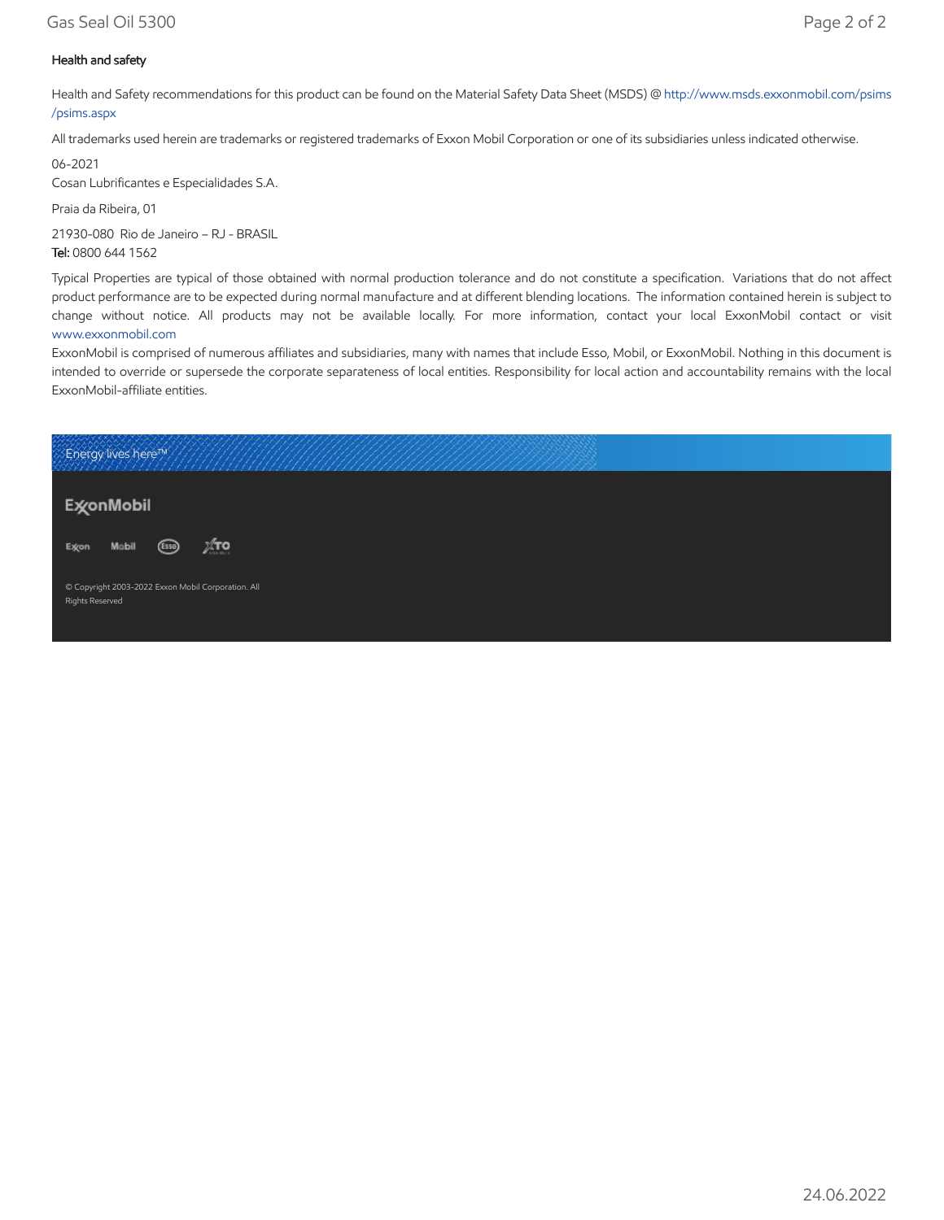### Health and safety

Health and Safety recommendations for this product can be found on the Material Safety Data Sheet (MSDS) @ http://www.msds.exxonmobil.com/psims/psims.aspx

All trademarks used herein are trademarks or registered trademarks of Exxon Mobil Corporation or one of its subsidiaries unless indicated otherwise.

06-2021
Cosan Lubrificantes e Especialidades S.A.

Praia da Ribeira, 01

21930-080 Rio de Janeiro – RJ - BRASIL
**Tel:** 0800 644 1562

Typical Properties are typical of those obtained with normal production tolerance and do not constitute a specification. Variations that do not affect product performance are to be expected during normal manufacture and at different blending locations. The information contained herein is subject to change without notice. All products may not be available locally. For more information, contact your local ExxonMobil contact or visit www.exxonmobil.com
ExxonMobil is comprised of numerous affiliates and subsidiaries, many with names that include Esso, Mobil, or ExxonMobil. Nothing in this document is intended to override or supersede the corporate separateness of local entities. Responsibility for local action and accountability remains with the local ExxonMobil-affiliate entities.

Energy lives here™

ExxonMobil

Exxon Mobil Esso XTO

© Copyright 2003-2022 Exxon Mobil Corporation. All Rights Reserved